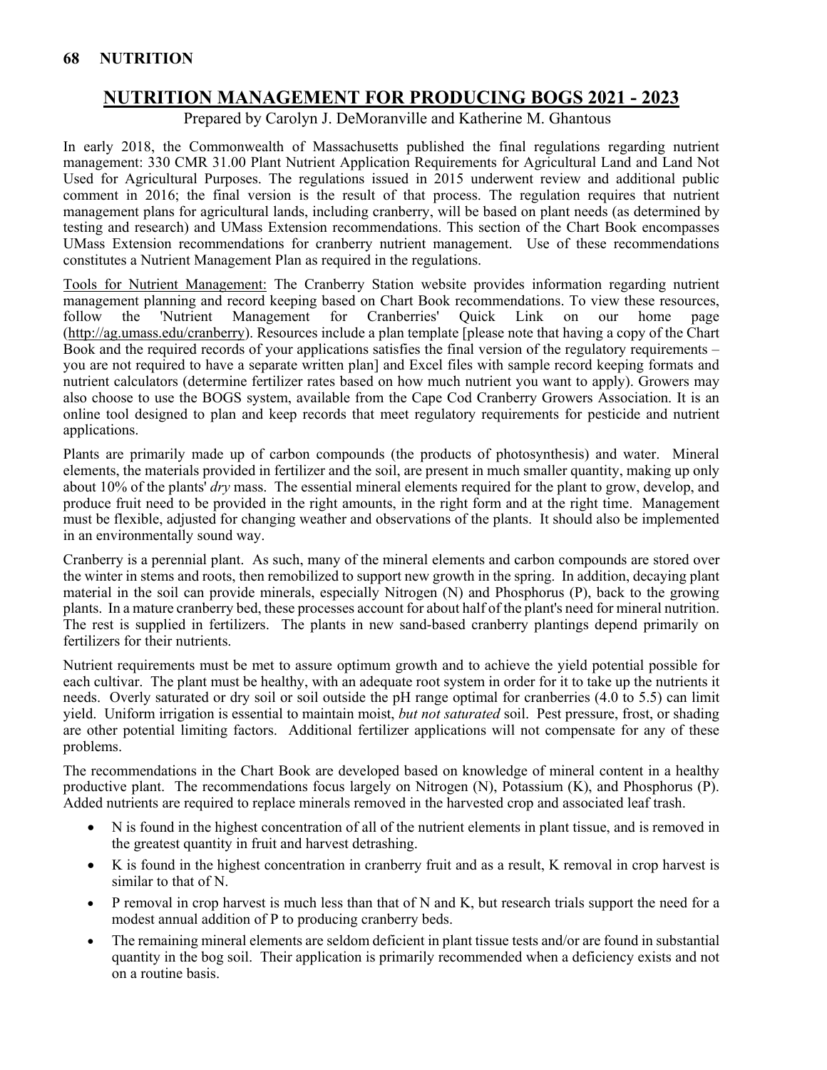# NUTRITION MANAGEMENT FOR PRODUCING BOGS 2021 - 2023

Prepared by Carolyn J. DeMoranville and Katherine M. Ghantous

In early 2018, the Commonwealth of Massachusetts published the final regulations regarding nutrient management: 330 CMR 31.00 Plant Nutrient Application Requirements for Agricultural Land and Land Not Used for Agricultural Purposes. The regulations issued in 2015 underwent review and additional public comment in 2016; the final version is the result of that process. The regulation requires that nutrient management plans for agricultural lands, including cranberry, will be based on plant needs (as determined by testing and research) and UMass Extension recommendations. This section of the Chart Book encompasses UMass Extension recommendations for cranberry nutrient management. Use of these recommendations constitutes a Nutrient Management Plan as required in the regulations.

Tools for Nutrient Management: The Cranberry Station website provides information regarding nutrient management planning and record keeping based on Chart Book recommendations. To view these resources, follow the 'Nutrient Management for Cranberries' Quick Link on our home page (http://ag.umass.edu/cranberry). Resources include a plan template [please note that having a copy of the Chart Book and the required records of your applications satisfies the final version of the regulatory requirements – you are not required to have a separate written plan] and Excel files with sample record keeping formats and nutrient calculators (determine fertilizer rates based on how much nutrient you want to apply). Growers may also choose to use the BOGS system, available from the Cape Cod Cranberry Growers Association. It is an online tool designed to plan and keep records that meet regulatory requirements for pesticide and nutrient applications.

Plants are primarily made up of carbon compounds (the products of photosynthesis) and water. Mineral elements, the materials provided in fertilizer and the soil, are present in much smaller quantity, making up only about 10% of the plants' *dry* mass. The essential mineral elements required for the plant to grow, develop, and produce fruit need to be provided in the right amounts, in the right form and at the right time. Management must be flexible, adjusted for changing weather and observations of the plants. It should also be implemented in an environmentally sound way.

Cranberry is a perennial plant. As such, many of the mineral elements and carbon compounds are stored over the winter in stems and roots, then remobilized to support new growth in the spring. In addition, decaying plant material in the soil can provide minerals, especially Nitrogen (N) and Phosphorus (P), back to the growing plants. In a mature cranberry bed, these processes account for about half of the plant's need for mineral nutrition. The rest is supplied in fertilizers. The plants in new sand-based cranberry plantings depend primarily on fertilizers for their nutrients.

Nutrient requirements must be met to assure optimum growth and to achieve the yield potential possible for each cultivar. The plant must be healthy, with an adequate root system in order for it to take up the nutrients it needs. Overly saturated or dry soil or soil outside the pH range optimal for cranberries (4.0 to 5.5) can limit yield. Uniform irrigation is essential to maintain moist, *but not saturated* soil. Pest pressure, frost, or shading are other potential limiting factors. Additional fertilizer applications will not compensate for any of these problems.

The recommendations in the Chart Book are developed based on knowledge of mineral content in a healthy productive plant. The recommendations focus largely on Nitrogen (N), Potassium (K), and Phosphorus (P). Added nutrients are required to replace minerals removed in the harvested crop and associated leaf trash.

- N is found in the highest concentration of all of the nutrient elements in plant tissue, and is removed in the greatest quantity in fruit and harvest detrashing.
- K is found in the highest concentration in cranberry fruit and as a result, K removal in crop harvest is similar to that of N.
- P removal in crop harvest is much less than that of N and K, but research trials support the need for a modest annual addition of P to producing cranberry beds.
- The remaining mineral elements are seldom deficient in plant tissue tests and/or are found in substantial quantity in the bog soil. Their application is primarily recommended when a deficiency exists and not on a routine basis.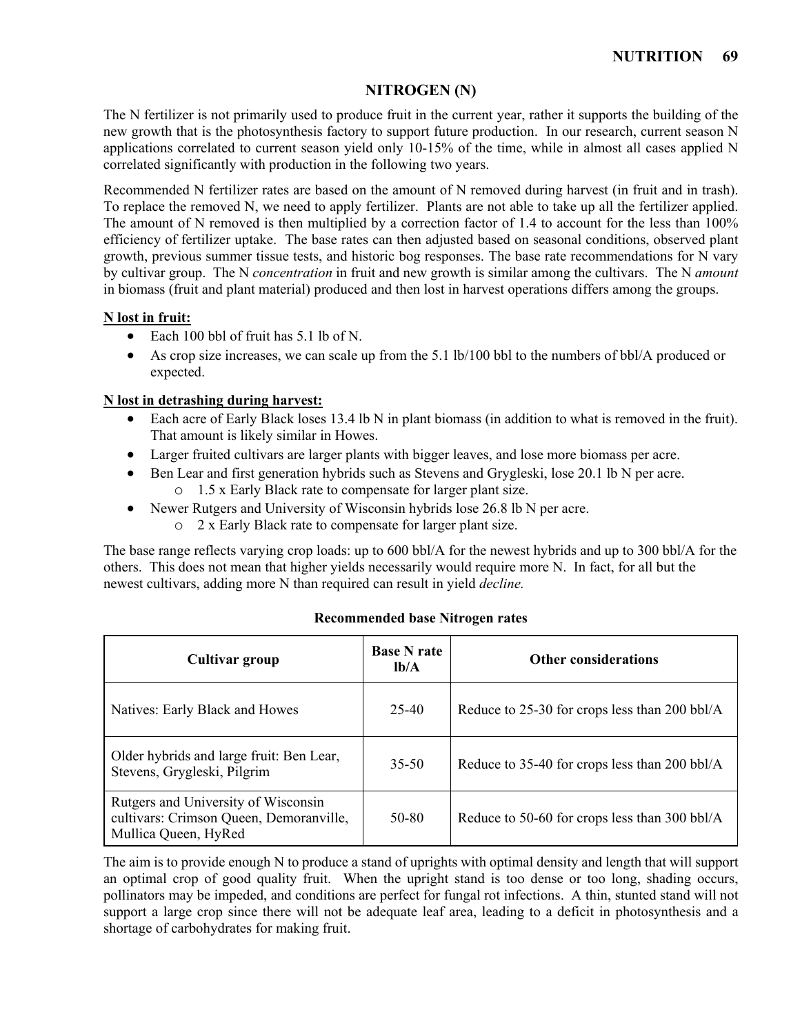## NITROGEN (N)

The N fertilizer is not primarily used to produce fruit in the current year, rather it supports the building of the new growth that is the photosynthesis factory to support future production. In our research, current season N applications correlated to current season yield only 10-15% of the time, while in almost all cases applied N correlated significantly with production in the following two years.

Recommended N fertilizer rates are based on the amount of N removed during harvest (in fruit and in trash). To replace the removed N, we need to apply fertilizer. Plants are not able to take up all the fertilizer applied. The amount of N removed is then multiplied by a correction factor of 1.4 to account for the less than 100% efficiency of fertilizer uptake. The base rates can then adjusted based on seasonal conditions, observed plant growth, previous summer tissue tests, and historic bog responses. The base rate recommendations for N vary by cultivar group. The N *concentration* in fruit and new growth is similar among the cultivars. The N *amount* in biomass (fruit and plant material) produced and then lost in harvest operations differs among the groups.

**N lost in fruit:**

- Each 100 bbl of fruit has 5.1 lb of N.
- As crop size increases, we can scale up from the 5.1 lb/100 bbl to the numbers of bbl/A produced or expected.

**N lost in detrashing during harvest:**

- Each acre of Early Black loses 13.4 lb N in plant biomass (in addition to what is removed in the fruit). That amount is likely similar in Howes.
- Larger fruited cultivars are larger plants with bigger leaves, and lose more biomass per acre.
- Ben Lear and first generation hybrids such as Stevens and Grygleski, lose 20.1 lb N per acre.
  - 1.5 x Early Black rate to compensate for larger plant size.
- Newer Rutgers and University of Wisconsin hybrids lose 26.8 lb N per acre.
  - 2 x Early Black rate to compensate for larger plant size.

The base range reflects varying crop loads: up to 600 bbl/A for the newest hybrids and up to 300 bbl/A for the others. This does not mean that higher yields necessarily would require more N. In fact, for all but the newest cultivars, adding more N than required can result in yield *decline.*

**Recommended base Nitrogen rates**

| Cultivar group | Base N rate lb/A | Other considerations |
|---|---|---|
| Natives: Early Black and Howes | 25-40 | Reduce to 25-30 for crops less than 200 bbl/A |
| Older hybrids and large fruit: Ben Lear, Stevens, Grygleski, Pilgrim | 35-50 | Reduce to 35-40 for crops less than 200 bbl/A |
| Rutgers and University of Wisconsin cultivars: Crimson Queen, Demoranville, Mullica Queen, HyRed | 50-80 | Reduce to 50-60 for crops less than 300 bbl/A |

The aim is to provide enough N to produce a stand of uprights with optimal density and length that will support an optimal crop of good quality fruit. When the upright stand is too dense or too long, shading occurs, pollinators may be impeded, and conditions are perfect for fungal rot infections. A thin, stunted stand will not support a large crop since there will not be adequate leaf area, leading to a deficit in photosynthesis and a shortage of carbohydrates for making fruit.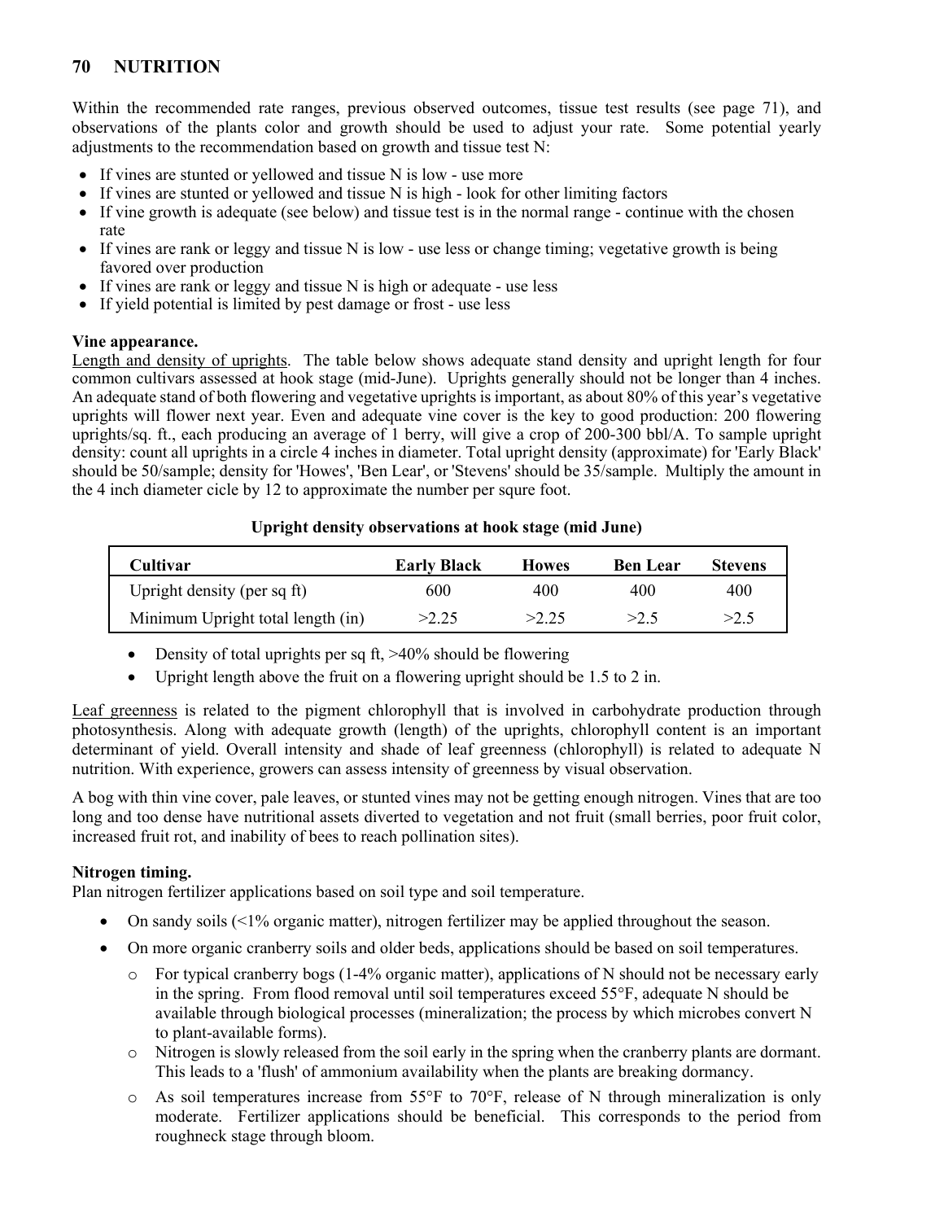# 70 NUTRITION

Within the recommended rate ranges, previous observed outcomes, tissue test results (see page 71), and observations of the plants color and growth should be used to adjust your rate. Some potential yearly adjustments to the recommendation based on growth and tissue test N:

- If vines are stunted or yellowed and tissue N is low - use more
- If vines are stunted or yellowed and tissue N is high - look for other limiting factors
- If vine growth is adequate (see below) and tissue test is in the normal range - continue with the chosen rate
- If vines are rank or leggy and tissue N is low - use less or change timing; vegetative growth is being favored over production
- If vines are rank or leggy and tissue N is high or adequate - use less
- If yield potential is limited by pest damage or frost - use less

**Vine appearance.**

Length and density of uprights. The table below shows adequate stand density and upright length for four common cultivars assessed at hook stage (mid-June). Uprights generally should not be longer than 4 inches. An adequate stand of both flowering and vegetative uprights is important, as about 80% of this year's vegetative uprights will flower next year. Even and adequate vine cover is the key to good production: 200 flowering uprights/sq. ft., each producing an average of 1 berry, will give a crop of 200-300 bbl/A. To sample upright density: count all uprights in a circle 4 inches in diameter. Total upright density (approximate) for 'Early Black' should be 50/sample; density for 'Howes', 'Ben Lear', or 'Stevens' should be 35/sample. Multiply the amount in the 4 inch diameter cicle by 12 to approximate the number per squre foot.

**Upright density observations at hook stage (mid June)**

| Cultivar | Early Black | Howes | Ben Lear | Stevens |
|---|---|---|---|---|
| Upright density (per sq ft) | 600 | 400 | 400 | 400 |
| Minimum Upright total length (in) | >2.25 | >2.25 | >2.5 | >2.5 |

- Density of total uprights per sq ft, >40% should be flowering
- Upright length above the fruit on a flowering upright should be 1.5 to 2 in.

Leaf greenness is related to the pigment chlorophyll that is involved in carbohydrate production through photosynthesis. Along with adequate growth (length) of the uprights, chlorophyll content is an important determinant of yield. Overall intensity and shade of leaf greenness (chlorophyll) is related to adequate N nutrition. With experience, growers can assess intensity of greenness by visual observation.

A bog with thin vine cover, pale leaves, or stunted vines may not be getting enough nitrogen. Vines that are too long and too dense have nutritional assets diverted to vegetation and not fruit (small berries, poor fruit color, increased fruit rot, and inability of bees to reach pollination sites).

**Nitrogen timing.**

Plan nitrogen fertilizer applications based on soil type and soil temperature.

- On sandy soils (<1% organic matter), nitrogen fertilizer may be applied throughout the season.
- On more organic cranberry soils and older beds, applications should be based on soil temperatures.
  - For typical cranberry bogs (1-4% organic matter), applications of N should not be necessary early in the spring. From flood removal until soil temperatures exceed 55°F, adequate N should be available through biological processes (mineralization; the process by which microbes convert N to plant-available forms).
  - Nitrogen is slowly released from the soil early in the spring when the cranberry plants are dormant. This leads to a 'flush' of ammonium availability when the plants are breaking dormancy.
  - As soil temperatures increase from 55°F to 70°F, release of N through mineralization is only moderate. Fertilizer applications should be beneficial. This corresponds to the period from roughneck stage through bloom.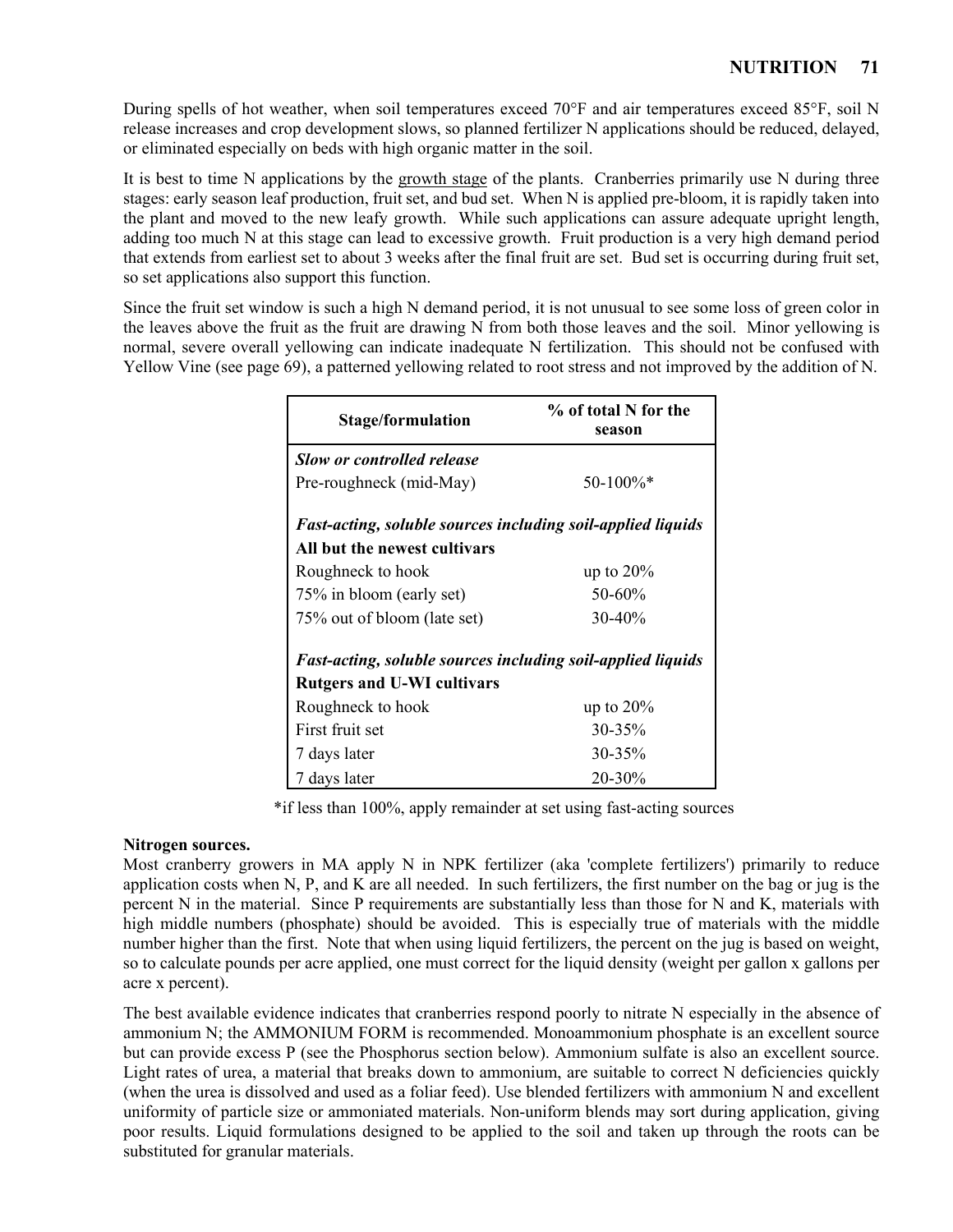During spells of hot weather, when soil temperatures exceed 70°F and air temperatures exceed 85°F, soil N release increases and crop development slows, so planned fertilizer N applications should be reduced, delayed, or eliminated especially on beds with high organic matter in the soil.

It is best to time N applications by the growth stage of the plants. Cranberries primarily use N during three stages: early season leaf production, fruit set, and bud set. When N is applied pre-bloom, it is rapidly taken into the plant and moved to the new leafy growth. While such applications can assure adequate upright length, adding too much N at this stage can lead to excessive growth. Fruit production is a very high demand period that extends from earliest set to about 3 weeks after the final fruit are set. Bud set is occurring during fruit set, so set applications also support this function.

Since the fruit set window is such a high N demand period, it is not unusual to see some loss of green color in the leaves above the fruit as the fruit are drawing N from both those leaves and the soil. Minor yellowing is normal, severe overall yellowing can indicate inadequate N fertilization. This should not be confused with Yellow Vine (see page 69), a patterned yellowing related to root stress and not improved by the addition of N.

| Stage/formulation | % of total N for the season |
|---|---|
| ***Slow or controlled release*** | |
| Pre-roughneck (mid-May) | 50-100%* |
| ***Fast-acting, soluble sources including soil-applied liquids*** | |
| **All but the newest cultivars** | |
| Roughneck to hook | up to 20% |
| 75% in bloom (early set) | 50-60% |
| 75% out of bloom (late set) | 30-40% |
| ***Fast-acting, soluble sources including soil-applied liquids*** | |
| **Rutgers and U-WI cultivars** | |
| Roughneck to hook | up to 20% |
| First fruit set | 30-35% |
| 7 days later | 30-35% |
| 7 days later | 20-30% |

*if less than 100%, apply remainder at set using fast-acting sources

**Nitrogen sources.**
Most cranberry growers in MA apply N in NPK fertilizer (aka 'complete fertilizers') primarily to reduce application costs when N, P, and K are all needed. In such fertilizers, the first number on the bag or jug is the percent N in the material. Since P requirements are substantially less than those for N and K, materials with high middle numbers (phosphate) should be avoided. This is especially true of materials with the middle number higher than the first. Note that when using liquid fertilizers, the percent on the jug is based on weight, so to calculate pounds per acre applied, one must correct for the liquid density (weight per gallon x gallons per acre x percent).

The best available evidence indicates that cranberries respond poorly to nitrate N especially in the absence of ammonium N; the AMMONIUM FORM is recommended. Monoammonium phosphate is an excellent source but can provide excess P (see the Phosphorus section below). Ammonium sulfate is also an excellent source. Light rates of urea, a material that breaks down to ammonium, are suitable to correct N deficiencies quickly (when the urea is dissolved and used as a foliar feed). Use blended fertilizers with ammonium N and excellent uniformity of particle size or ammoniated materials. Non-uniform blends may sort during application, giving poor results. Liquid formulations designed to be applied to the soil and taken up through the roots can be substituted for granular materials.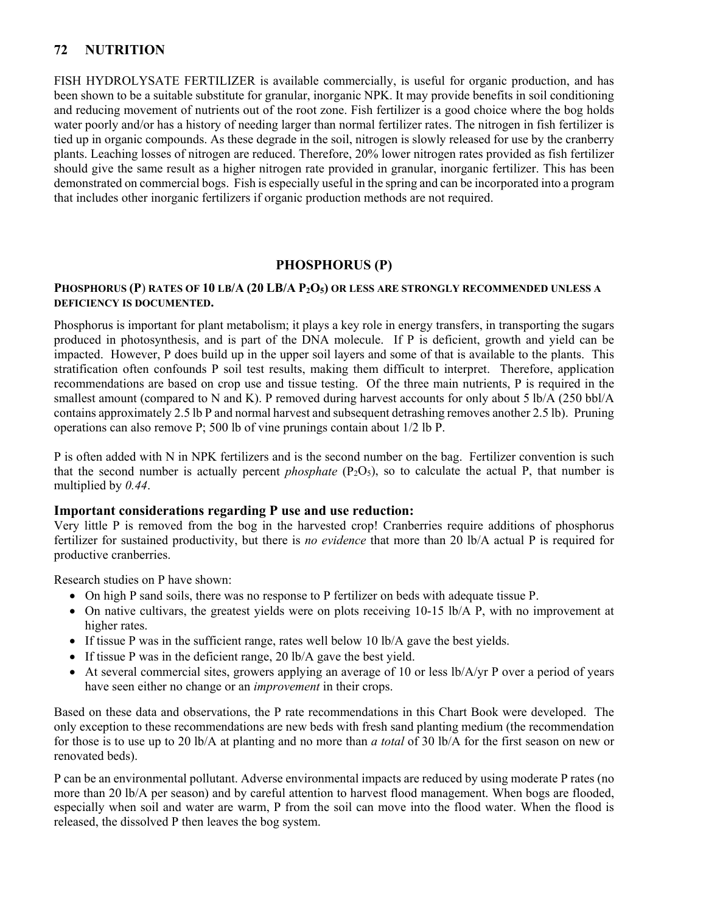FISH HYDROLYSATE FERTILIZER is available commercially, is useful for organic production, and has been shown to be a suitable substitute for granular, inorganic NPK. It may provide benefits in soil conditioning and reducing movement of nutrients out of the root zone. Fish fertilizer is a good choice where the bog holds water poorly and/or has a history of needing larger than normal fertilizer rates. The nitrogen in fish fertilizer is tied up in organic compounds. As these degrade in the soil, nitrogen is slowly released for use by the cranberry plants. Leaching losses of nitrogen are reduced. Therefore, 20% lower nitrogen rates provided as fish fertilizer should give the same result as a higher nitrogen rate provided in granular, inorganic fertilizer. This has been demonstrated on commercial bogs. Fish is especially useful in the spring and can be incorporated into a program that includes other inorganic fertilizers if organic production methods are not required.

## PHOSPHORUS (P)

**PHOSPHORUS (P) RATES OF 10 LB/A (20 LB/A $P_2O_5$) OR LESS ARE STRONGLY RECOMMENDED UNLESS A DEFICIENCY IS DOCUMENTED.**

Phosphorus is important for plant metabolism; it plays a key role in energy transfers, in transporting the sugars produced in photosynthesis, and is part of the DNA molecule. If P is deficient, growth and yield can be impacted. However, P does build up in the upper soil layers and some of that is available to the plants. This stratification often confounds P soil test results, making them difficult to interpret. Therefore, application recommendations are based on crop use and tissue testing. Of the three main nutrients, P is required in the smallest amount (compared to N and K). P removed during harvest accounts for only about 5 lb/A (250 bbl/A contains approximately 2.5 lb P and normal harvest and subsequent detrashing removes another 2.5 lb). Pruning operations can also remove P; 500 lb of vine prunings contain about 1/2 lb P.

P is often added with N in NPK fertilizers and is the second number on the bag. Fertilizer convention is such that the second number is actually percent *phosphate* ($P_2O_5$), so to calculate the actual P, that number is multiplied by *0.44*.

### Important considerations regarding P use and use reduction:

Very little P is removed from the bog in the harvested crop! Cranberries require additions of phosphorus fertilizer for sustained productivity, but there is *no evidence* that more than 20 lb/A actual P is required for productive cranberries.

Research studies on P have shown:

- On high P sand soils, there was no response to P fertilizer on beds with adequate tissue P.
- On native cultivars, the greatest yields were on plots receiving 10-15 lb/A P, with no improvement at higher rates.
- If tissue P was in the sufficient range, rates well below 10 lb/A gave the best yields.
- If tissue P was in the deficient range, 20 lb/A gave the best yield.
- At several commercial sites, growers applying an average of 10 or less lb/A/yr P over a period of years have seen either no change or an *improvement* in their crops.

Based on these data and observations, the P rate recommendations in this Chart Book were developed. The only exception to these recommendations are new beds with fresh sand planting medium (the recommendation for those is to use up to 20 lb/A at planting and no more than *a total* of 30 lb/A for the first season on new or renovated beds).

P can be an environmental pollutant. Adverse environmental impacts are reduced by using moderate P rates (no more than 20 lb/A per season) and by careful attention to harvest flood management. When bogs are flooded, especially when soil and water are warm, P from the soil can move into the flood water. When the flood is released, the dissolved P then leaves the bog system.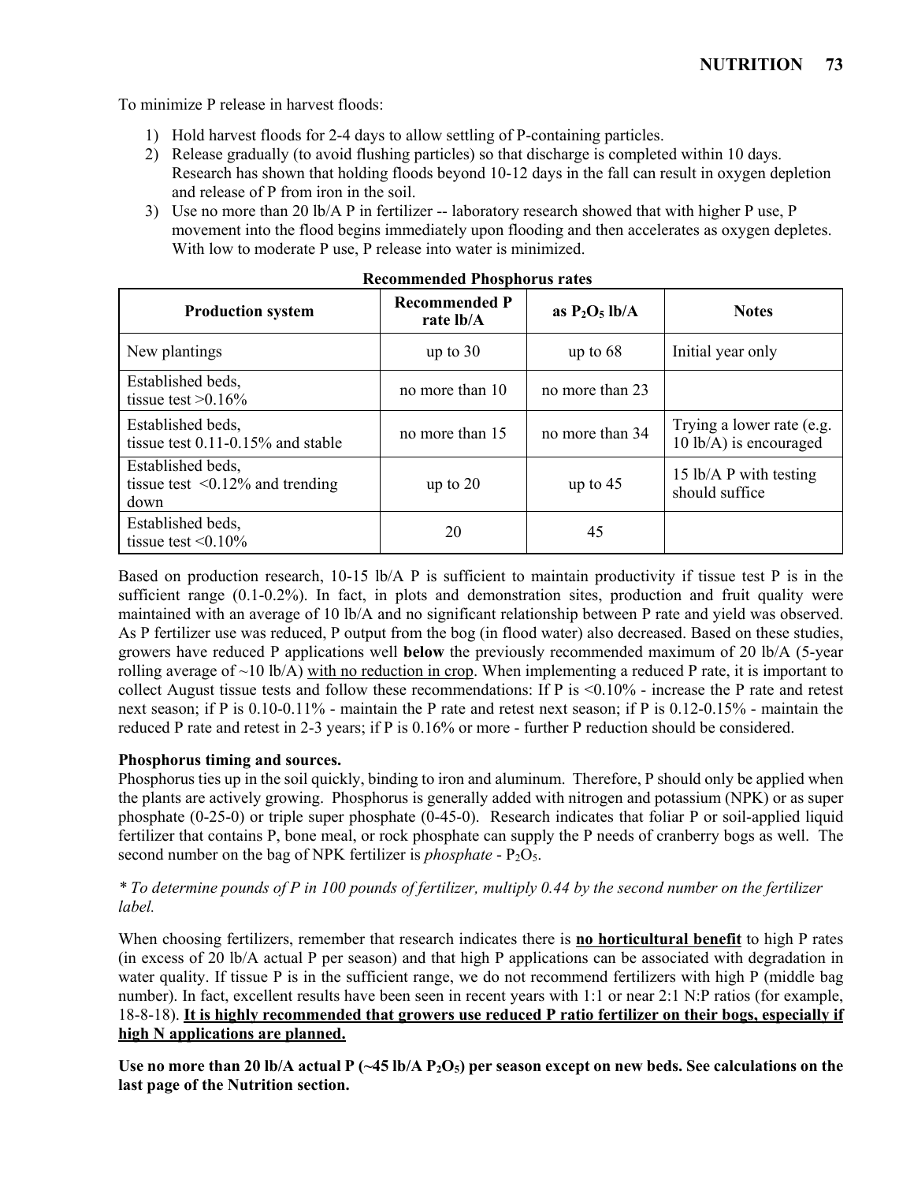To minimize P release in harvest floods:

1) Hold harvest floods for 2-4 days to allow settling of P-containing particles.
2) Release gradually (to avoid flushing particles) so that discharge is completed within 10 days. Research has shown that holding floods beyond 10-12 days in the fall can result in oxygen depletion and release of P from iron in the soil.
3) Use no more than 20 lb/A P in fertilizer -- laboratory research showed that with higher P use, P movement into the flood begins immediately upon flooding and then accelerates as oxygen depletes. With low to moderate P use, P release into water is minimized.

**Recommended Phosphorus rates**

| Production system | Recommended P rate lb/A | as $P_2O_5$ lb/A | Notes |
|---|---|---|---|
| New plantings | up to 30 | up to 68 | Initial year only |
| Established beds, tissue test >0.16% | no more than 10 | no more than 23 | |
| Established beds, tissue test 0.11-0.15% and stable | no more than 15 | no more than 34 | Trying a lower rate (e.g. 10 lb/A) is encouraged |
| Established beds, tissue test <0.12% and trending down | up to 20 | up to 45 | 15 lb/A P with testing should suffice |
| Established beds, tissue test <0.10% | 20 | 45 | |

Based on production research, 10-15 lb/A P is sufficient to maintain productivity if tissue test P is in the sufficient range (0.1-0.2%). In fact, in plots and demonstration sites, production and fruit quality were maintained with an average of 10 lb/A and no significant relationship between P rate and yield was observed. As P fertilizer use was reduced, P output from the bog (in flood water) also decreased. Based on these studies, growers have reduced P applications well **below** the previously recommended maximum of 20 lb/A (5-year rolling average of ~10 lb/A) with no reduction in crop. When implementing a reduced P rate, it is important to collect August tissue tests and follow these recommendations: If P is <0.10% - increase the P rate and retest next season; if P is 0.10-0.11% - maintain the P rate and retest next season; if P is 0.12-0.15% - maintain the reduced P rate and retest in 2-3 years; if P is 0.16% or more - further P reduction should be considered.

**Phosphorus timing and sources.**

Phosphorus ties up in the soil quickly, binding to iron and aluminum. Therefore, P should only be applied when the plants are actively growing. Phosphorus is generally added with nitrogen and potassium (NPK) or as super phosphate (0-25-0) or triple super phosphate (0-45-0). Research indicates that foliar P or soil-applied liquid fertilizer that contains P, bone meal, or rock phosphate can supply the P needs of cranberry bogs as well. The second number on the bag of NPK fertilizer is *phosphate* - $P_2O_5$.

*\* To determine pounds of P in 100 pounds of fertilizer, multiply 0.44 by the second number on the fertilizer label.*

When choosing fertilizers, remember that research indicates there is **no horticultural benefit** to high P rates (in excess of 20 lb/A actual P per season) and that high P applications can be associated with degradation in water quality. If tissue P is in the sufficient range, we do not recommend fertilizers with high P (middle bag number). In fact, excellent results have been seen in recent years with 1:1 or near 2:1 N:P ratios (for example, 18-8-18). **It is highly recommended that growers use reduced P ratio fertilizer on their bogs, especially if high N applications are planned.**

**Use no more than 20 lb/A actual P (~45 lb/A $P_2O_5$) per season except on new beds. See calculations on the last page of the Nutrition section.**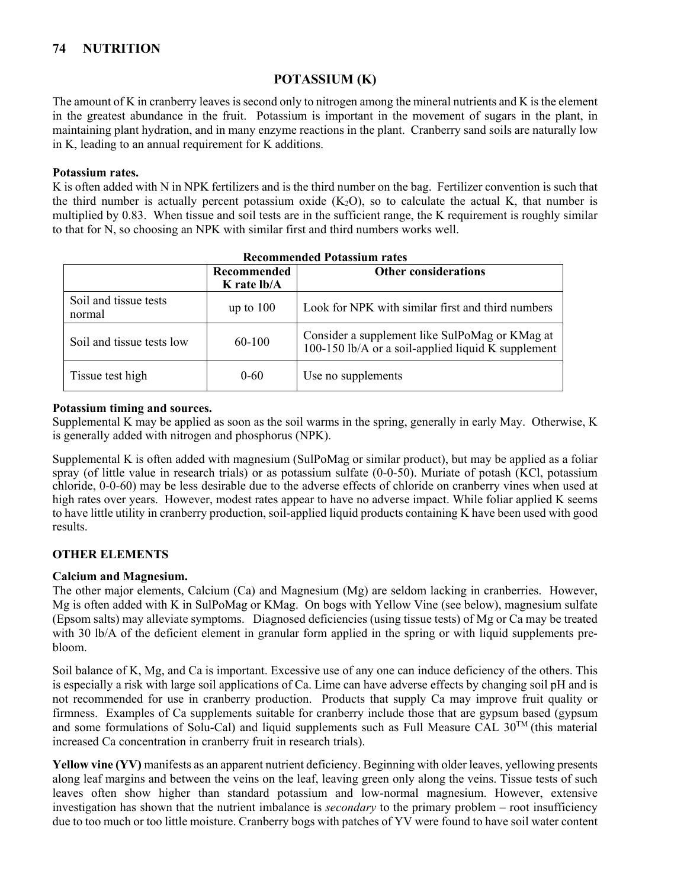## POTASSIUM (K)

The amount of K in cranberry leaves is second only to nitrogen among the mineral nutrients and K is the element in the greatest abundance in the fruit. Potassium is important in the movement of sugars in the plant, in maintaining plant hydration, and in many enzyme reactions in the plant. Cranberry sand soils are naturally low in K, leading to an annual requirement for K additions.

**Potassium rates.**

K is often added with N in NPK fertilizers and is the third number on the bag. Fertilizer convention is such that the third number is actually percent potassium oxide ($K_2O$), so to calculate the actual K, that number is multiplied by 0.83. When tissue and soil tests are in the sufficient range, the K requirement is roughly similar to that for N, so choosing an NPK with similar first and third numbers works well.

**Recommended Potassium rates**

| | Recommended K rate lb/A | Other considerations |
|---|---|---|
| Soil and tissue tests normal | up to 100 | Look for NPK with similar first and third numbers |
| Soil and tissue tests low | 60-100 | Consider a supplement like SulPoMag or KMag at 100-150 lb/A or a soil-applied liquid K supplement |
| Tissue test high | 0-60 | Use no supplements |

**Potassium timing and sources.**

Supplemental K may be applied as soon as the soil warms in the spring, generally in early May. Otherwise, K is generally added with nitrogen and phosphorus (NPK).

Supplemental K is often added with magnesium (SulPoMag or similar product), but may be applied as a foliar spray (of little value in research trials) or as potassium sulfate (0-0-50). Muriate of potash (KCl, potassium chloride, 0-0-60) may be less desirable due to the adverse effects of chloride on cranberry vines when used at high rates over years. However, modest rates appear to have no adverse impact. While foliar applied K seems to have little utility in cranberry production, soil-applied liquid products containing K have been used with good results.

### OTHER ELEMENTS

**Calcium and Magnesium.**

The other major elements, Calcium (Ca) and Magnesium (Mg) are seldom lacking in cranberries. However, Mg is often added with K in SulPoMag or KMag. On bogs with Yellow Vine (see below), magnesium sulfate (Epsom salts) may alleviate symptoms. Diagnosed deficiencies (using tissue tests) of Mg or Ca may be treated with 30 lb/A of the deficient element in granular form applied in the spring or with liquid supplements pre-bloom.

Soil balance of K, Mg, and Ca is important. Excessive use of any one can induce deficiency of the others. This is especially a risk with large soil applications of Ca. Lime can have adverse effects by changing soil pH and is not recommended for use in cranberry production. Products that supply Ca may improve fruit quality or firmness. Examples of Ca supplements suitable for cranberry include those that are gypsum based (gypsum and some formulations of Solu-Cal) and liquid supplements such as Full Measure CAL 30™ (this material increased Ca concentration in cranberry fruit in research trials).

**Yellow vine (YV)** manifests as an apparent nutrient deficiency. Beginning with older leaves, yellowing presents along leaf margins and between the veins on the leaf, leaving green only along the veins. Tissue tests of such leaves often show higher than standard potassium and low-normal magnesium. However, extensive investigation has shown that the nutrient imbalance is *secondary* to the primary problem – root insufficiency due to too much or too little moisture. Cranberry bogs with patches of YV were found to have soil water content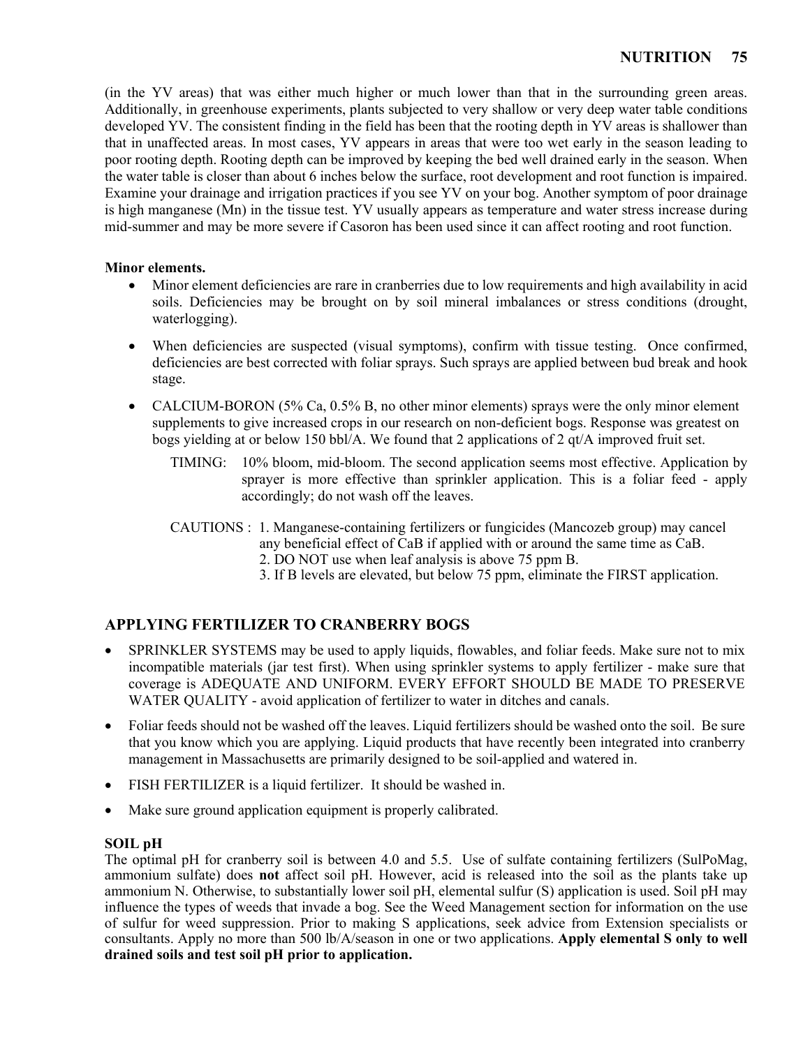(in the YV areas) that was either much higher or much lower than that in the surrounding green areas. Additionally, in greenhouse experiments, plants subjected to very shallow or very deep water table conditions developed YV. The consistent finding in the field has been that the rooting depth in YV areas is shallower than that in unaffected areas. In most cases, YV appears in areas that were too wet early in the season leading to poor rooting depth. Rooting depth can be improved by keeping the bed well drained early in the season. When the water table is closer than about 6 inches below the surface, root development and root function is impaired. Examine your drainage and irrigation practices if you see YV on your bog. Another symptom of poor drainage is high manganese (Mn) in the tissue test. YV usually appears as temperature and water stress increase during mid-summer and may be more severe if Casoron has been used since it can affect rooting and root function.

**Minor elements.**

- Minor element deficiencies are rare in cranberries due to low requirements and high availability in acid soils. Deficiencies may be brought on by soil mineral imbalances or stress conditions (drought, waterlogging).
- When deficiencies are suspected (visual symptoms), confirm with tissue testing. Once confirmed, deficiencies are best corrected with foliar sprays. Such sprays are applied between bud break and hook stage.
- CALCIUM-BORON (5% Ca, 0.5% B, no other minor elements) sprays were the only minor element supplements to give increased crops in our research on non-deficient bogs. Response was greatest on bogs yielding at or below 150 bbl/A. We found that 2 applications of 2 qt/A improved fruit set.

  TIMING: 10% bloom, mid-bloom. The second application seems most effective. Application by sprayer is more effective than sprinkler application. This is a foliar feed - apply accordingly; do not wash off the leaves.

  CAUTIONS : 1. Manganese-containing fertilizers or fungicides (Mancozeb group) may cancel any beneficial effect of CaB if applied with or around the same time as CaB.
  2. DO NOT use when leaf analysis is above 75 ppm B.
  3. If B levels are elevated, but below 75 ppm, eliminate the FIRST application.

## APPLYING FERTILIZER TO CRANBERRY BOGS

- SPRINKLER SYSTEMS may be used to apply liquids, flowables, and foliar feeds. Make sure not to mix incompatible materials (jar test first). When using sprinkler systems to apply fertilizer - make sure that coverage is ADEQUATE AND UNIFORM. EVERY EFFORT SHOULD BE MADE TO PRESERVE WATER QUALITY - avoid application of fertilizer to water in ditches and canals.
- Foliar feeds should not be washed off the leaves. Liquid fertilizers should be washed onto the soil. Be sure that you know which you are applying. Liquid products that have recently been integrated into cranberry management in Massachusetts are primarily designed to be soil-applied and watered in.
- FISH FERTILIZER is a liquid fertilizer. It should be washed in.
- Make sure ground application equipment is properly calibrated.

### SOIL pH

The optimal pH for cranberry soil is between 4.0 and 5.5. Use of sulfate containing fertilizers (SulPoMag, ammonium sulfate) does **not** affect soil pH. However, acid is released into the soil as the plants take up ammonium N. Otherwise, to substantially lower soil pH, elemental sulfur (S) application is used. Soil pH may influence the types of weeds that invade a bog. See the Weed Management section for information on the use of sulfur for weed suppression. Prior to making S applications, seek advice from Extension specialists or consultants. Apply no more than 500 lb/A/season in one or two applications. **Apply elemental S only to well drained soils and test soil pH prior to application.**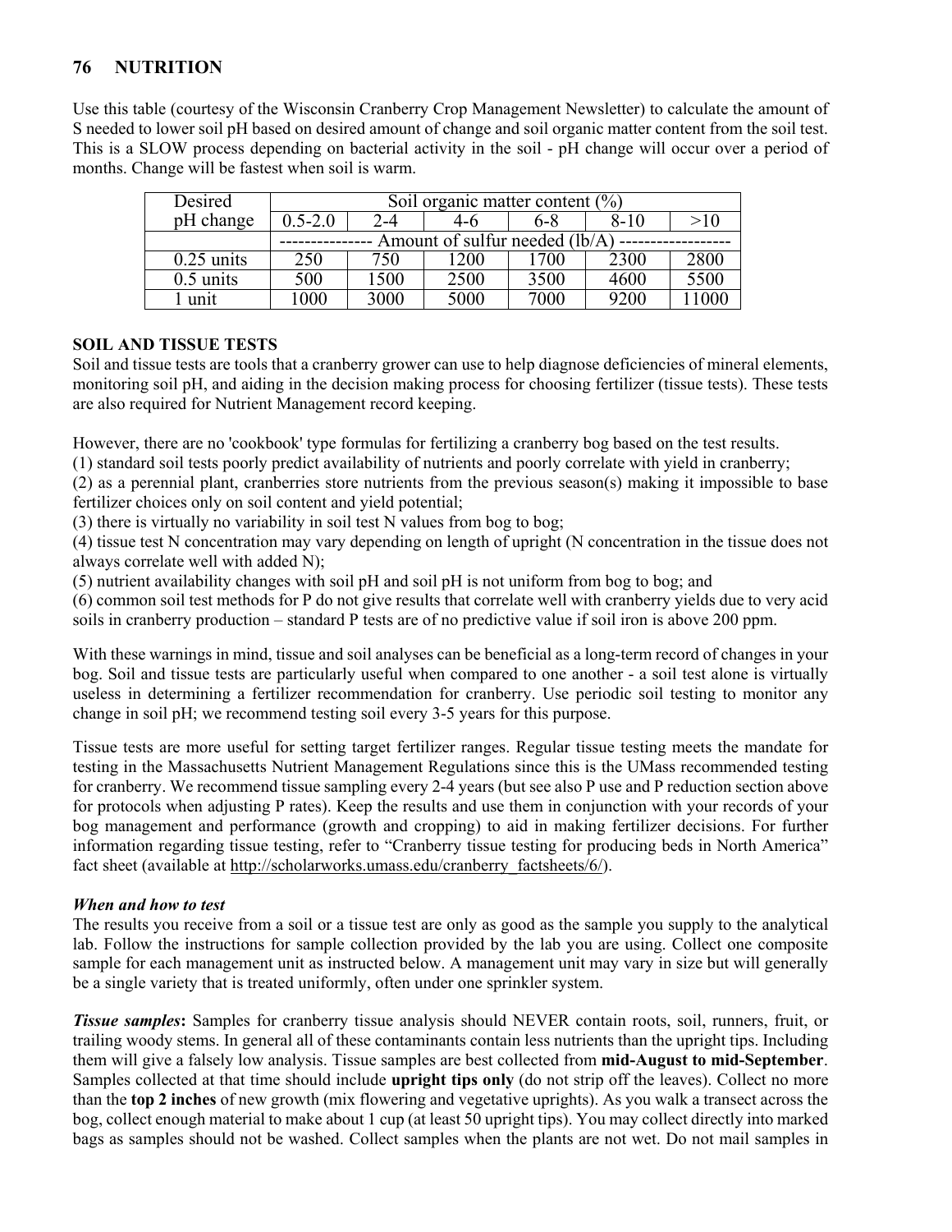Use this table (courtesy of the Wisconsin Cranberry Crop Management Newsletter) to calculate the amount of S needed to lower soil pH based on desired amount of change and soil organic matter content from the soil test. This is a SLOW process depending on bacterial activity in the soil - pH change will occur over a period of months. Change will be fastest when soil is warm.

| Desired pH change | Soil organic matter content (%) | | | | | |
|---|---|---|---|---|---|---|
| | 0.5-2.0 | 2-4 | 4-6 | 6-8 | 8-10 | >10 |
| | --------------- Amount of sulfur needed (lb/A) ------------------ | | | | | |
| 0.25 units | 250 | 750 | 1200 | 1700 | 2300 | 2800 |
| 0.5 units | 500 | 1500 | 2500 | 3500 | 4600 | 5500 |
| 1 unit | 1000 | 3000 | 5000 | 7000 | 9200 | 11000 |

## SOIL AND TISSUE TESTS

Soil and tissue tests are tools that a cranberry grower can use to help diagnose deficiencies of mineral elements, monitoring soil pH, and aiding in the decision making process for choosing fertilizer (tissue tests). These tests are also required for Nutrient Management record keeping.

However, there are no 'cookbook' type formulas for fertilizing a cranberry bog based on the test results.
(1) standard soil tests poorly predict availability of nutrients and poorly correlate with yield in cranberry;
(2) as a perennial plant, cranberries store nutrients from the previous season(s) making it impossible to base fertilizer choices only on soil content and yield potential;
(3) there is virtually no variability in soil test N values from bog to bog;
(4) tissue test N concentration may vary depending on length of upright (N concentration in the tissue does not always correlate well with added N);
(5) nutrient availability changes with soil pH and soil pH is not uniform from bog to bog; and
(6) common soil test methods for P do not give results that correlate well with cranberry yields due to very acid soils in cranberry production – standard P tests are of no predictive value if soil iron is above 200 ppm.

With these warnings in mind, tissue and soil analyses can be beneficial as a long-term record of changes in your bog. Soil and tissue tests are particularly useful when compared to one another - a soil test alone is virtually useless in determining a fertilizer recommendation for cranberry. Use periodic soil testing to monitor any change in soil pH; we recommend testing soil every 3-5 years for this purpose.

Tissue tests are more useful for setting target fertilizer ranges. Regular tissue testing meets the mandate for testing in the Massachusetts Nutrient Management Regulations since this is the UMass recommended testing for cranberry. We recommend tissue sampling every 2-4 years (but see also P use and P reduction section above for protocols when adjusting P rates). Keep the results and use them in conjunction with your records of your bog management and performance (growth and cropping) to aid in making fertilizer decisions. For further information regarding tissue testing, refer to "Cranberry tissue testing for producing beds in North America" fact sheet (available at http://scholarworks.umass.edu/cranberry_factsheets/6/).

### *When and how to test*

The results you receive from a soil or a tissue test are only as good as the sample you supply to the analytical lab. Follow the instructions for sample collection provided by the lab you are using. Collect one composite sample for each management unit as instructed below. A management unit may vary in size but will generally be a single variety that is treated uniformly, often under one sprinkler system.

***Tissue samples*:** Samples for cranberry tissue analysis should NEVER contain roots, soil, runners, fruit, or trailing woody stems. In general all of these contaminants contain less nutrients than the upright tips. Including them will give a falsely low analysis. Tissue samples are best collected from **mid-August to mid-September**. Samples collected at that time should include **upright tips only** (do not strip off the leaves). Collect no more than the **top 2 inches** of new growth (mix flowering and vegetative uprights). As you walk a transect across the bog, collect enough material to make about 1 cup (at least 50 upright tips). You may collect directly into marked bags as samples should not be washed. Collect samples when the plants are not wet. Do not mail samples in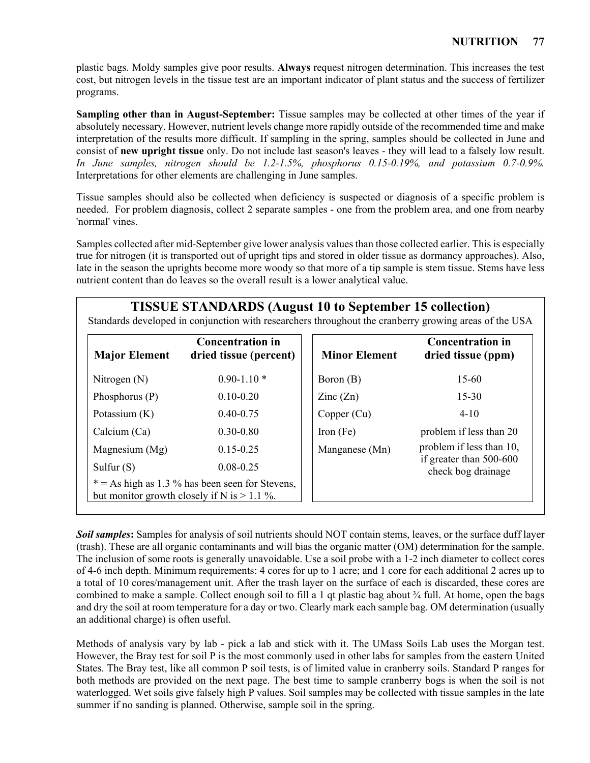plastic bags. Moldy samples give poor results. **Always** request nitrogen determination. This increases the test cost, but nitrogen levels in the tissue test are an important indicator of plant status and the success of fertilizer programs.

**Sampling other than in August-September:** Tissue samples may be collected at other times of the year if absolutely necessary. However, nutrient levels change more rapidly outside of the recommended time and make interpretation of the results more difficult. If sampling in the spring, samples should be collected in June and consist of **new upright tissue** only. Do not include last season's leaves - they will lead to a falsely low result. *In June samples, nitrogen should be 1.2-1.5%, phosphorus 0.15-0.19%, and potassium 0.7-0.9%.* Interpretations for other elements are challenging in June samples.

Tissue samples should also be collected when deficiency is suspected or diagnosis of a specific problem is needed. For problem diagnosis, collect 2 separate samples - one from the problem area, and one from nearby 'normal' vines.

Samples collected after mid-September give lower analysis values than those collected earlier. This is especially true for nitrogen (it is transported out of upright tips and stored in older tissue as dormancy approaches). Also, late in the season the uprights become more woody so that more of a tip sample is stem tissue. Stems have less nutrient content than do leaves so the overall result is a lower analytical value.

## TISSUE STANDARDS (August 10 to September 15 collection)

Standards developed in conjunction with researchers throughout the cranberry growing areas of the USA

| Major Element | Concentration in dried tissue (percent) |
|---|---|
| Nitrogen (N) | 0.90-1.10 * |
| Phosphorus (P) | 0.10-0.20 |
| Potassium (K) | 0.40-0.75 |
| Calcium (Ca) | 0.30-0.80 |
| Magnesium (Mg) | 0.15-0.25 |
| Sulfur (S) | 0.08-0.25 |

\* = As high as 1.3 % has been seen for Stevens, but monitor growth closely if N is > 1.1 %.

| Minor Element | Concentration in dried tissue (ppm) |
|---|---|
| Boron (B) | 15-60 |
| Zinc (Zn) | 15-30 |
| Copper (Cu) | 4-10 |
| Iron (Fe) | problem if less than 20 |
| Manganese (Mn) | problem if less than 10, if greater than 500-600 check bog drainage |

***Soil samples*:** Samples for analysis of soil nutrients should NOT contain stems, leaves, or the surface duff layer (trash). These are all organic contaminants and will bias the organic matter (OM) determination for the sample. The inclusion of some roots is generally unavoidable. Use a soil probe with a 1-2 inch diameter to collect cores of 4-6 inch depth. Minimum requirements: 4 cores for up to 1 acre; and 1 core for each additional 2 acres up to a total of 10 cores/management unit. After the trash layer on the surface of each is discarded, these cores are combined to make a sample. Collect enough soil to fill a 1 qt plastic bag about ¾ full. At home, open the bags and dry the soil at room temperature for a day or two. Clearly mark each sample bag. OM determination (usually an additional charge) is often useful.

Methods of analysis vary by lab - pick a lab and stick with it. The UMass Soils Lab uses the Morgan test. However, the Bray test for soil P is the most commonly used in other labs for samples from the eastern United States. The Bray test, like all common P soil tests, is of limited value in cranberry soils. Standard P ranges for both methods are provided on the next page. The best time to sample cranberry bogs is when the soil is not waterlogged. Wet soils give falsely high P values. Soil samples may be collected with tissue samples in the late summer if no sanding is planned. Otherwise, sample soil in the spring.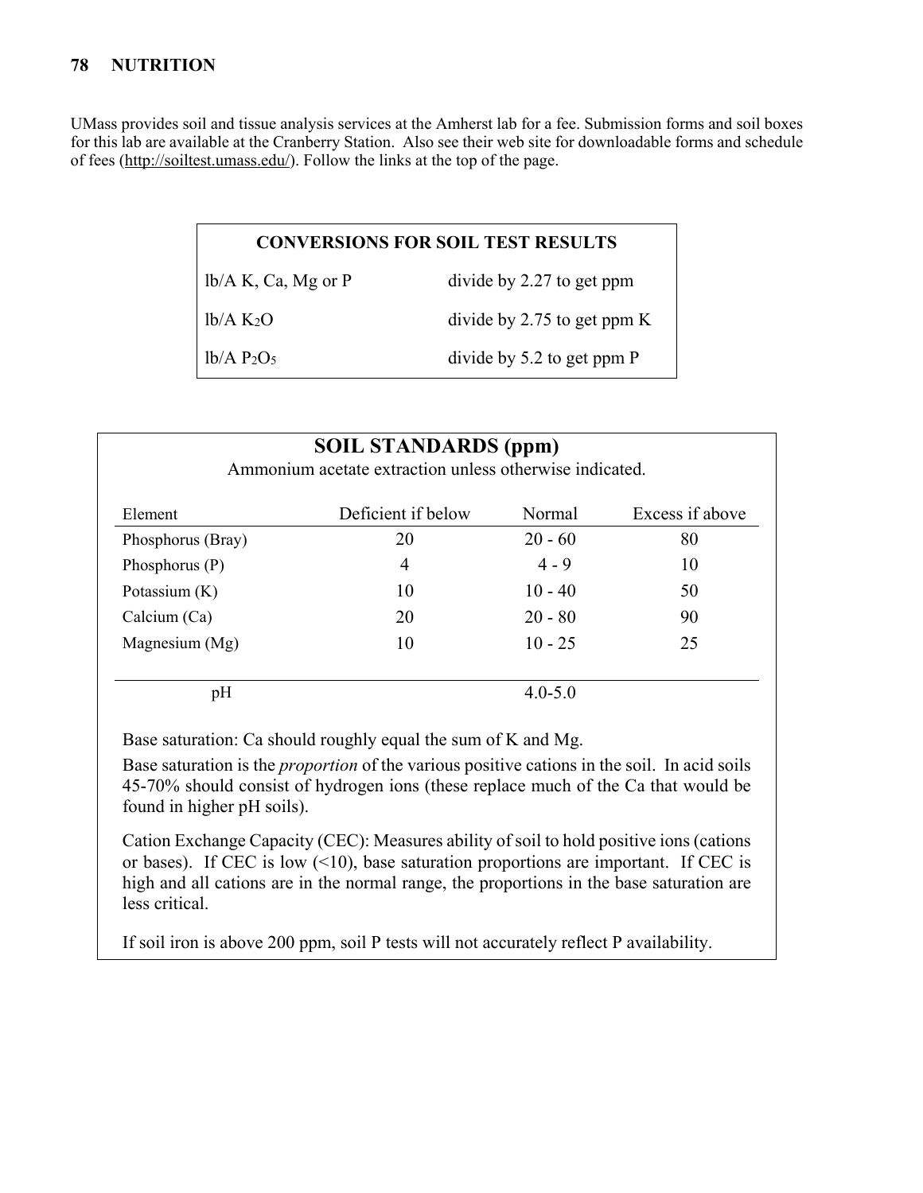UMass provides soil and tissue analysis services at the Amherst lab for a fee. Submission forms and soil boxes for this lab are available at the Cranberry Station. Also see their web site for downloadable forms and schedule of fees (http://soiltest.umass.edu/). Follow the links at the top of the page.

| CONVERSIONS FOR SOIL TEST RESULTS | |
|---|---|
| lb/A K, Ca, Mg or P | divide by 2.27 to get ppm |
| lb/A $K_2O$ | divide by 2.75 to get ppm K |
| lb/A $P_2O_5$ | divide by 5.2 to get ppm P |

## SOIL STANDARDS (ppm)

Ammonium acetate extraction unless otherwise indicated.

| Element | Deficient if below | Normal | Excess if above |
|---|---|---|---|
| Phosphorus (Bray) | 20 | 20 - 60 | 80 |
| Phosphorus (P) | 4 | 4 - 9 | 10 |
| Potassium (K) | 10 | 10 - 40 | 50 |
| Calcium (Ca) | 20 | 20 - 80 | 90 |
| Magnesium (Mg) | 10 | 10 - 25 | 25 |
| pH | | 4.0-5.0 | |

Base saturation: Ca should roughly equal the sum of K and Mg.

Base saturation is the *proportion* of the various positive cations in the soil. In acid soils 45-70% should consist of hydrogen ions (these replace much of the Ca that would be found in higher pH soils).

Cation Exchange Capacity (CEC): Measures ability of soil to hold positive ions (cations or bases). If CEC is low (<10), base saturation proportions are important. If CEC is high and all cations are in the normal range, the proportions in the base saturation are less critical.

If soil iron is above 200 ppm, soil P tests will not accurately reflect P availability.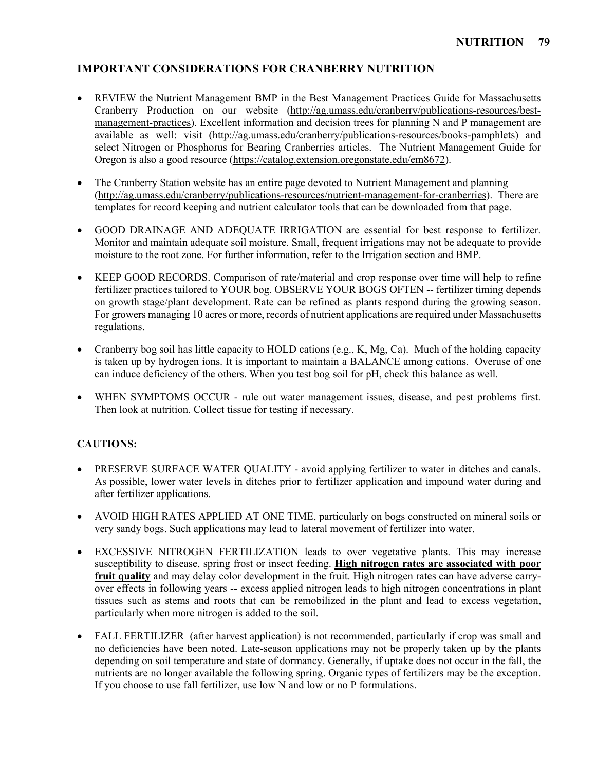## IMPORTANT CONSIDERATIONS FOR CRANBERRY NUTRITION

- REVIEW the Nutrient Management BMP in the Best Management Practices Guide for Massachusetts Cranberry Production on our website (http://ag.umass.edu/cranberry/publications-resources/best-management-practices). Excellent information and decision trees for planning N and P management are available as well: visit (http://ag.umass.edu/cranberry/publications-resources/books-pamphlets) and select Nitrogen or Phosphorus for Bearing Cranberries articles. The Nutrient Management Guide for Oregon is also a good resource (https://catalog.extension.oregonstate.edu/em8672).

- The Cranberry Station website has an entire page devoted to Nutrient Management and planning (http://ag.umass.edu/cranberry/publications-resources/nutrient-management-for-cranberries). There are templates for record keeping and nutrient calculator tools that can be downloaded from that page.

- GOOD DRAINAGE AND ADEQUATE IRRIGATION are essential for best response to fertilizer. Monitor and maintain adequate soil moisture. Small, frequent irrigations may not be adequate to provide moisture to the root zone. For further information, refer to the Irrigation section and BMP.

- KEEP GOOD RECORDS. Comparison of rate/material and crop response over time will help to refine fertilizer practices tailored to YOUR bog. OBSERVE YOUR BOGS OFTEN -- fertilizer timing depends on growth stage/plant development. Rate can be refined as plants respond during the growing season. For growers managing 10 acres or more, records of nutrient applications are required under Massachusetts regulations.

- Cranberry bog soil has little capacity to HOLD cations (e.g., K, Mg, Ca). Much of the holding capacity is taken up by hydrogen ions. It is important to maintain a BALANCE among cations. Overuse of one can induce deficiency of the others. When you test bog soil for pH, check this balance as well.

- WHEN SYMPTOMS OCCUR - rule out water management issues, disease, and pest problems first. Then look at nutrition. Collect tissue for testing if necessary.

### CAUTIONS:

- PRESERVE SURFACE WATER QUALITY - avoid applying fertilizer to water in ditches and canals. As possible, lower water levels in ditches prior to fertilizer application and impound water during and after fertilizer applications.

- AVOID HIGH RATES APPLIED AT ONE TIME, particularly on bogs constructed on mineral soils or very sandy bogs. Such applications may lead to lateral movement of fertilizer into water.

- EXCESSIVE NITROGEN FERTILIZATION leads to over vegetative plants. This may increase susceptibility to disease, spring frost or insect feeding. **High nitrogen rates are associated with poor fruit quality** and may delay color development in the fruit. High nitrogen rates can have adverse carry-over effects in following years -- excess applied nitrogen leads to high nitrogen concentrations in plant tissues such as stems and roots that can be remobilized in the plant and lead to excess vegetation, particularly when more nitrogen is added to the soil.

- FALL FERTILIZER (after harvest application) is not recommended, particularly if crop was small and no deficiencies have been noted. Late-season applications may not be properly taken up by the plants depending on soil temperature and state of dormancy. Generally, if uptake does not occur in the fall, the nutrients are no longer available the following spring. Organic types of fertilizers may be the exception. If you choose to use fall fertilizer, use low N and low or no P formulations.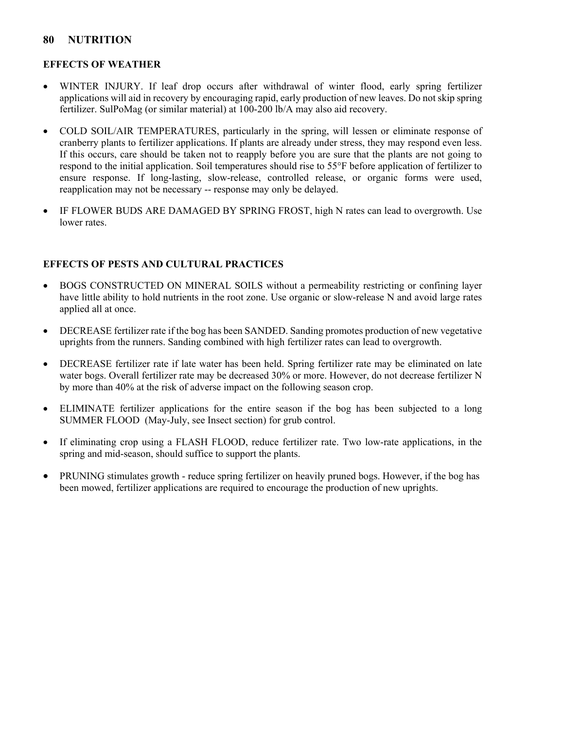## EFFECTS OF WEATHER

- WINTER INJURY. If leaf drop occurs after withdrawal of winter flood, early spring fertilizer applications will aid in recovery by encouraging rapid, early production of new leaves. Do not skip spring fertilizer. SulPoMag (or similar material) at 100-200 lb/A may also aid recovery.

- COLD SOIL/AIR TEMPERATURES, particularly in the spring, will lessen or eliminate response of cranberry plants to fertilizer applications. If plants are already under stress, they may respond even less. If this occurs, care should be taken not to reapply before you are sure that the plants are not going to respond to the initial application. Soil temperatures should rise to 55°F before application of fertilizer to ensure response. If long-lasting, slow-release, controlled release, or organic forms were used, reapplication may not be necessary -- response may only be delayed.

- IF FLOWER BUDS ARE DAMAGED BY SPRING FROST, high N rates can lead to overgrowth. Use lower rates.

## EFFECTS OF PESTS AND CULTURAL PRACTICES

- BOGS CONSTRUCTED ON MINERAL SOILS without a permeability restricting or confining layer have little ability to hold nutrients in the root zone. Use organic or slow-release N and avoid large rates applied all at once.

- DECREASE fertilizer rate if the bog has been SANDED. Sanding promotes production of new vegetative uprights from the runners. Sanding combined with high fertilizer rates can lead to overgrowth.

- DECREASE fertilizer rate if late water has been held. Spring fertilizer rate may be eliminated on late water bogs. Overall fertilizer rate may be decreased 30% or more. However, do not decrease fertilizer N by more than 40% at the risk of adverse impact on the following season crop.

- ELIMINATE fertilizer applications for the entire season if the bog has been subjected to a long SUMMER FLOOD (May-July, see Insect section) for grub control.

- If eliminating crop using a FLASH FLOOD, reduce fertilizer rate. Two low-rate applications, in the spring and mid-season, should suffice to support the plants.

- PRUNING stimulates growth - reduce spring fertilizer on heavily pruned bogs. However, if the bog has been mowed, fertilizer applications are required to encourage the production of new uprights.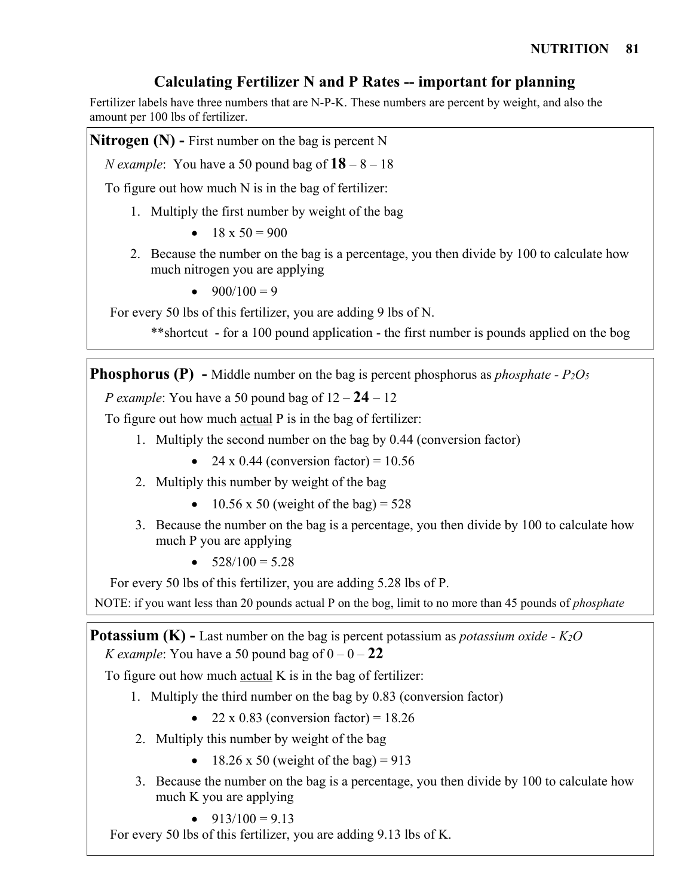## Calculating Fertilizer N and P Rates -- important for planning

Fertilizer labels have three numbers that are N-P-K. These numbers are percent by weight, and also the amount per 100 lbs of fertilizer.

### Nitrogen (N) - First number on the bag is percent N

*N example*: You have a 50 pound bag of **18** – 8 – 18

To figure out how much N is in the bag of fertilizer:

1. Multiply the first number by weight of the bag
   - 18 x 50 = 900
2. Because the number on the bag is a percentage, you then divide by 100 to calculate how much nitrogen you are applying
   - 900/100 = 9

For every 50 lbs of this fertilizer, you are adding 9 lbs of N.

**shortcut - for a 100 pound application - the first number is pounds applied on the bog

### Phosphorus (P) - Middle number on the bag is percent phosphorus as *phosphate - $P_2O_5$*

*P example*: You have a 50 pound bag of 12 – **24** – 12

To figure out how much <u>actual</u> P is in the bag of fertilizer:

1. Multiply the second number on the bag by 0.44 (conversion factor)
   - 24 x 0.44 (conversion factor) = 10.56
2. Multiply this number by weight of the bag
   - 10.56 x 50 (weight of the bag) = 528
3. Because the number on the bag is a percentage, you then divide by 100 to calculate how much P you are applying
   - 528/100 = 5.28

For every 50 lbs of this fertilizer, you are adding 5.28 lbs of P.

NOTE: if you want less than 20 pounds actual P on the bog, limit to no more than 45 pounds of *phosphate*

### Potassium (K) - Last number on the bag is percent potassium as *potassium oxide - $K_2O$*

*K example*: You have a 50 pound bag of 0 – 0 – **22**

To figure out how much <u>actual</u> K is in the bag of fertilizer:

1. Multiply the third number on the bag by 0.83 (conversion factor)
   - 22 x 0.83 (conversion factor) = 18.26
2. Multiply this number by weight of the bag
   - 18.26 x 50 (weight of the bag) = 913
3. Because the number on the bag is a percentage, you then divide by 100 to calculate how much K you are applying
   - 913/100 = 9.13

For every 50 lbs of this fertilizer, you are adding 9.13 lbs of K.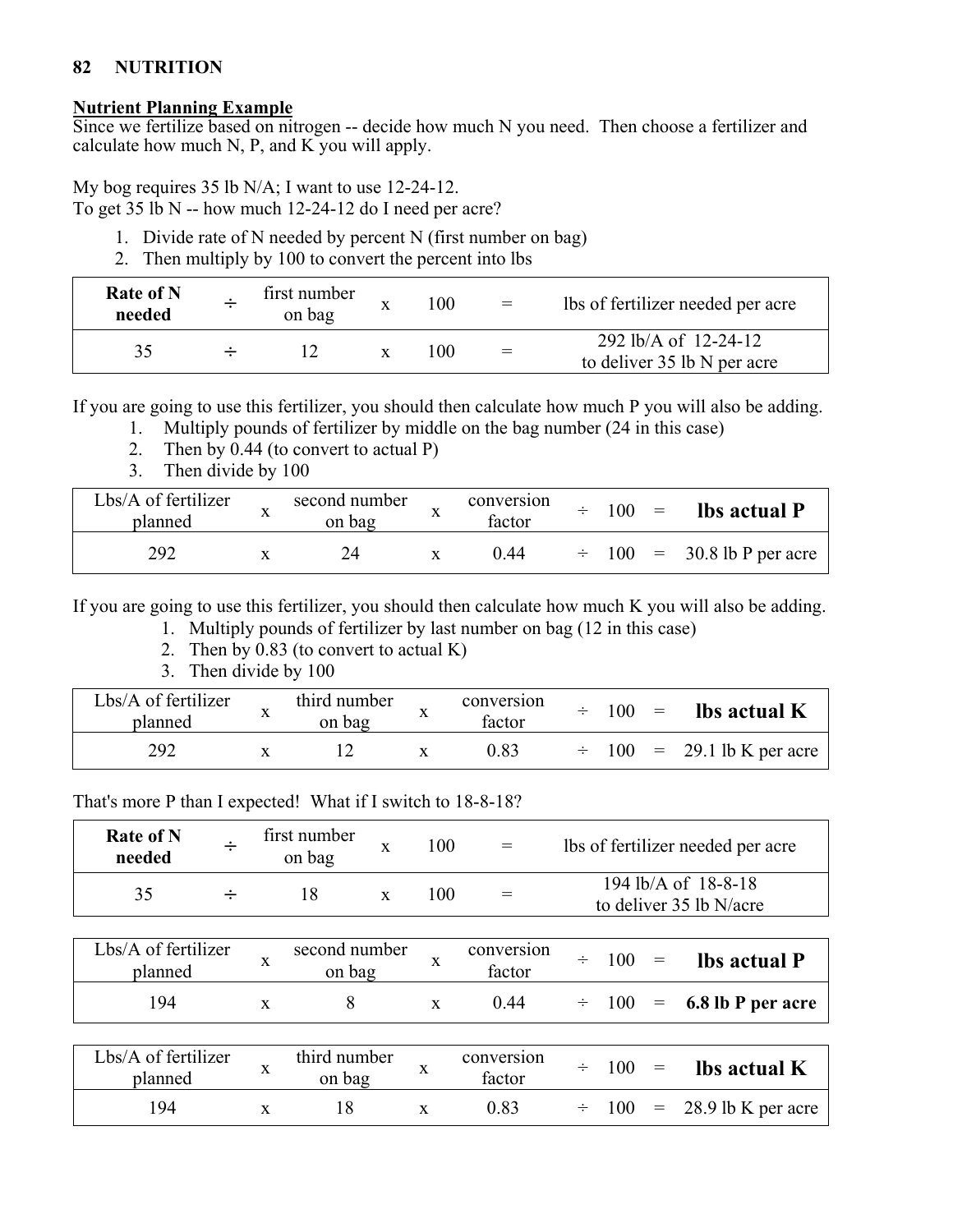## Nutrient Planning Example

Since we fertilize based on nitrogen -- decide how much N you need. Then choose a fertilizer and calculate how much N, P, and K you will apply.

My bog requires 35 lb N/A; I want to use 12-24-12.
To get 35 lb N -- how much 12-24-12 do I need per acre?

1. Divide rate of N needed by percent N (first number on bag)
2. Then multiply by 100 to convert the percent into lbs

| **Rate of N needed** | ÷ | first number on bag | x | 100 | = | lbs of fertilizer needed per acre |
|---|---|---|---|---|---|---|
| 35 | ÷ | 12 | x | 100 | = | 292 lb/A of 12-24-12 to deliver 35 lb N per acre |

If you are going to use this fertilizer, you should then calculate how much P you will also be adding.

1. Multiply pounds of fertilizer by middle on the bag number (24 in this case)
2. Then by 0.44 (to convert to actual P)
3. Then divide by 100

| Lbs/A of fertilizer planned | x | second number on bag | x | conversion factor | ÷ | 100 | = | **lbs actual P** |
|---|---|---|---|---|---|---|---|---|
| 292 | x | 24 | x | 0.44 | ÷ | 100 | = | 30.8 lb P per acre |

If you are going to use this fertilizer, you should then calculate how much K you will also be adding.

1. Multiply pounds of fertilizer by last number on bag (12 in this case)
2. Then by 0.83 (to convert to actual K)
3. Then divide by 100

| Lbs/A of fertilizer planned | x | third number on bag | x | conversion factor | ÷ | 100 | = | **lbs actual K** |
|---|---|---|---|---|---|---|---|---|
| 292 | x | 12 | x | 0.83 | ÷ | 100 | = | 29.1 lb K per acre |

That's more P than I expected! What if I switch to 18-8-18?

| **Rate of N needed** | ÷ | first number on bag | x | 100 | = | lbs of fertilizer needed per acre |
|---|---|---|---|---|---|---|
| 35 | ÷ | 18 | x | 100 | = | 194 lb/A of 18-8-18 to deliver 35 lb N/acre |

| Lbs/A of fertilizer planned | x | second number on bag | x | conversion factor | ÷ | 100 | = | **lbs actual P** |
|---|---|---|---|---|---|---|---|---|
| 194 | x | 8 | x | 0.44 | ÷ | 100 | = | **6.8 lb P per acre** |

| Lbs/A of fertilizer planned | x | third number on bag | x | conversion factor | ÷ | 100 | = | **lbs actual K** |
|---|---|---|---|---|---|---|---|---|
| 194 | x | 18 | x | 0.83 | ÷ | 100 | = | 28.9 lb K per acre |